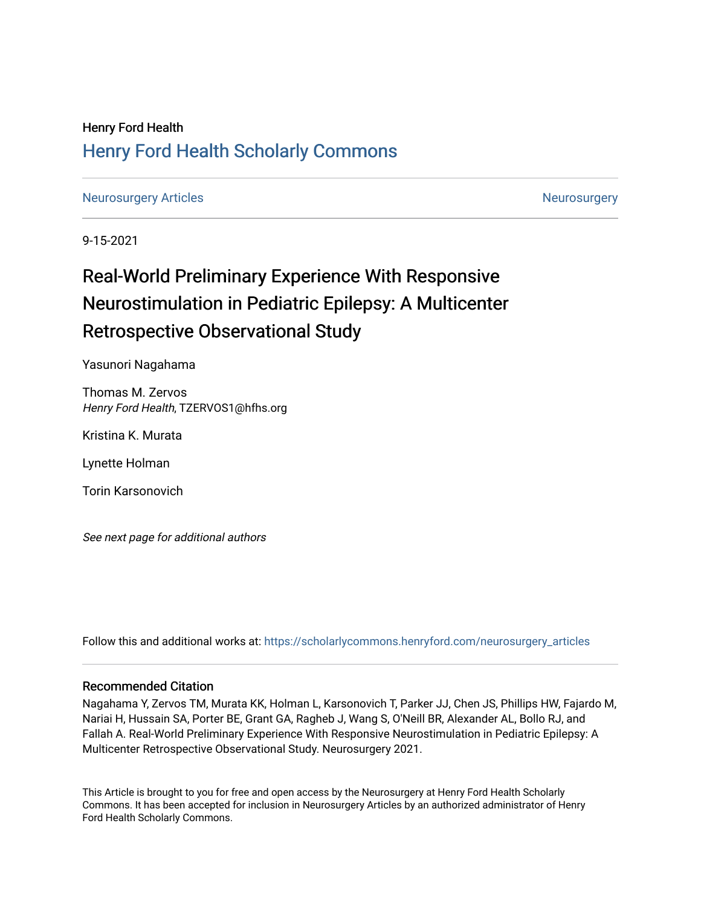Henry Ford Health

# Henry Ford Health Scholarly Commons

Neurosurgery Articles | Neurosurgery

9-15-2021

# Real-World Preliminary Experience With Responsive Neurostimulation in Pediatric Epilepsy: A Multicenter Retrospective Observational Study

Yasunori Nagahama

Thomas M. Zervos
*Henry Ford Health*, TZERVOS1@hfhs.org

Kristina K. Murata

Lynette Holman

Torin Karsonovich

*See next page for additional authors*

Follow this and additional works at: https://scholarlycommons.henryford.com/neurosurgery_articles

## Recommended Citation

Nagahama Y, Zervos TM, Murata KK, Holman L, Karsonovich T, Parker JJ, Chen JS, Phillips HW, Fajardo M, Nariai H, Hussain SA, Porter BE, Grant GA, Ragheb J, Wang S, O'Neill BR, Alexander AL, Bollo RJ, and Fallah A. Real-World Preliminary Experience With Responsive Neurostimulation in Pediatric Epilepsy: A Multicenter Retrospective Observational Study. Neurosurgery 2021.

This Article is brought to you for free and open access by the Neurosurgery at Henry Ford Health Scholarly Commons. It has been accepted for inclusion in Neurosurgery Articles by an authorized administrator of Henry Ford Health Scholarly Commons.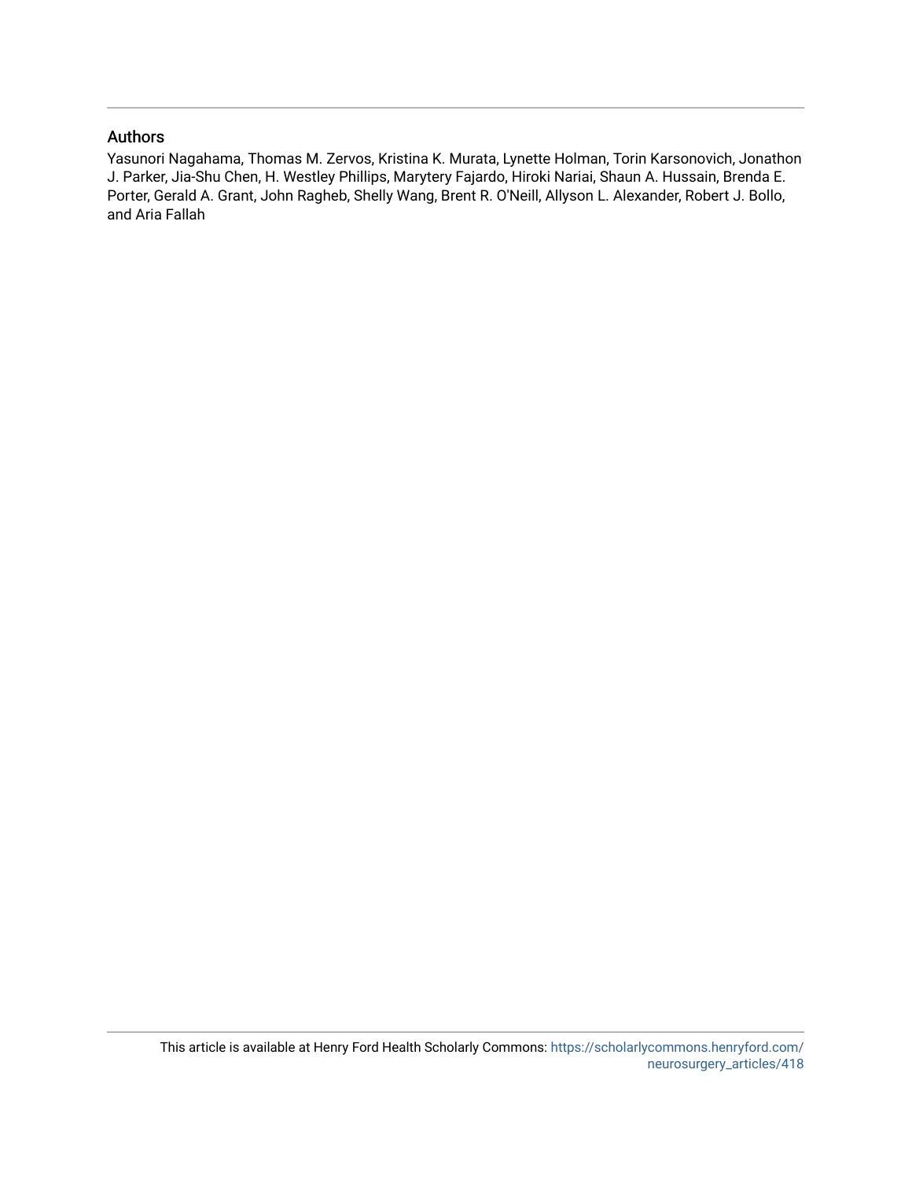## Authors

Yasunori Nagahama, Thomas M. Zervos, Kristina K. Murata, Lynette Holman, Torin Karsonovich, Jonathon J. Parker, Jia-Shu Chen, H. Westley Phillips, Marytery Fajardo, Hiroki Nariai, Shaun A. Hussain, Brenda E. Porter, Gerald A. Grant, John Ragheb, Shelly Wang, Brent R. O'Neill, Allyson L. Alexander, Robert J. Bollo, and Aria Fallah

This article is available at Henry Ford Health Scholarly Commons: https://scholarlycommons.henryford.com/neurosurgery_articles/418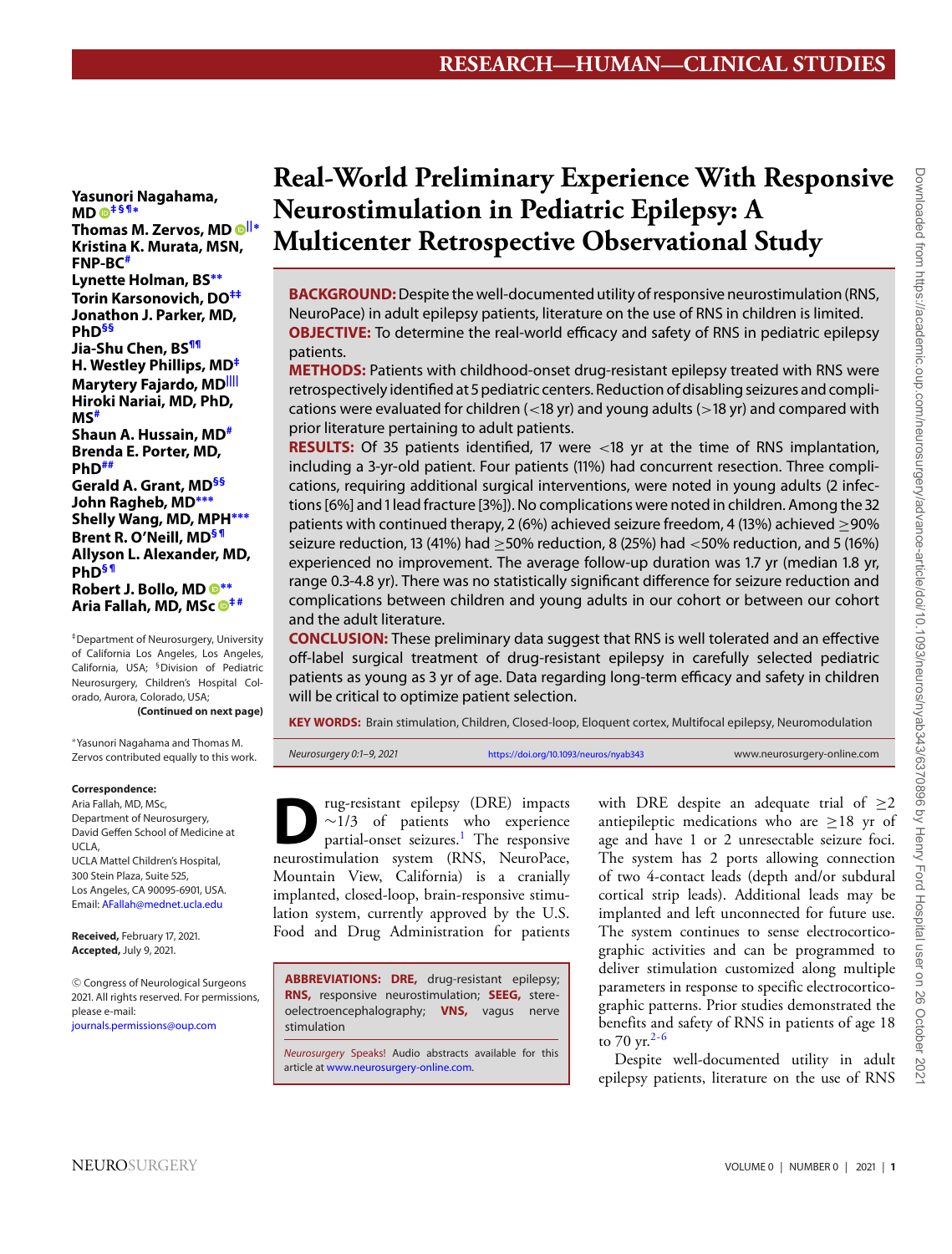# Real-World Preliminary Experience With Responsive Neurostimulation in Pediatric Epilepsy: A Multicenter Retrospective Observational Study

**Yasunori Nagahama, MD**[‡§¶*]
**Thomas M. Zervos, MD**[||*]
**Kristina K. Murata, MSN, FNP-BC**[#]
**Lynette Holman, BS**[**]
**Torin Karsonovich, DO**[‡‡]
**Jonathon J. Parker, MD, PhD**[§§]
**Jia-Shu Chen, BS**[¶¶]
**H. Westley Phillips, MD**[‡]
**Marytery Fajardo, MD**[||||]
**Hiroki Nariai, MD, PhD, MS**[#]
**Shaun A. Hussain, MD**[#]
**Brenda E. Porter, MD, PhD**[##]
**Gerald A. Grant, MD**[§§]
**John Ragheb, MD**[***]
**Shelly Wang, MD, MPH**[***]
**Brent R. O'Neill, MD**[§¶]
**Allyson L. Alexander, MD, PhD**[§¶]
**Robert J. Bollo, MD**[**]
**Aria Fallah, MD, MSc**[‡#]

[‡]Department of Neurosurgery, University of California Los Angeles, Los Angeles, California, USA; [§]Division of Pediatric Neurosurgery, Children's Hospital Colorado, Aurora, Colorado, USA;

**(Continued on next page)**

*Yasunori Nagahama and Thomas M. Zervos contributed equally to this work.

**Correspondence:**
Aria Fallah, MD, MSc,
Department of Neurosurgery,
David Geffen School of Medicine at UCLA,
UCLA Mattel Children's Hospital,
300 Stein Plaza, Suite 525,
Los Angeles, CA 90095-6901, USA.
Email: AFallah@mednet.ucla.edu

**Received,** February 17, 2021.
**Accepted,** July 9, 2021.

© Congress of Neurological Surgeons 2021. All rights reserved. For permissions, please e-mail: journals.permissions@oup.com

**BACKGROUND:** Despite the well-documented utility of responsive neurostimulation (RNS, NeuroPace) in adult epilepsy patients, literature on the use of RNS in children is limited.

**OBJECTIVE:** To determine the real-world efficacy and safety of RNS in pediatric epilepsy patients.

**METHODS:** Patients with childhood-onset drug-resistant epilepsy treated with RNS were retrospectively identified at 5 pediatric centers. Reduction of disabling seizures and complications were evaluated for children (<18 yr) and young adults (>18 yr) and compared with prior literature pertaining to adult patients.

**RESULTS:** Of 35 patients identified, 17 were <18 yr at the time of RNS implantation, including a 3-yr-old patient. Four patients (11%) had concurrent resection. Three complications, requiring additional surgical interventions, were noted in young adults (2 infections [6%] and 1 lead fracture [3%]). No complications were noted in children. Among the 32 patients with continued therapy, 2 (6%) achieved seizure freedom, 4 (13%) achieved ≥90% seizure reduction, 13 (41%) had ≥50% reduction, 8 (25%) had <50% reduction, and 5 (16%) experienced no improvement. The average follow-up duration was 1.7 yr (median 1.8 yr, range 0.3-4.8 yr). There was no statistically significant difference for seizure reduction and complications between children and young adults in our cohort or between our cohort and the adult literature.

**CONCLUSION:** These preliminary data suggest that RNS is well tolerated and an effective off-label surgical treatment of drug-resistant epilepsy in carefully selected pediatric patients as young as 3 yr of age. Data regarding long-term efficacy and safety in children will be critical to optimize patient selection.

**KEY WORDS:** Brain stimulation, Children, Closed-loop, Eloquent cortex, Multifocal epilepsy, Neuromodulation

*Neurosurgery* 0:1–9, 2021 https://doi.org/10.1093/neuros/nyab343 www.neurosurgery-online.com

Drug-resistant epilepsy (DRE) impacts ~1/3 of patients who experience partial-onset seizures.[1] The responsive neurostimulation system (RNS, NeuroPace, Mountain View, California) is a cranially implanted, closed-loop, brain-responsive stimulation system, currently approved by the U.S. Food and Drug Administration for patients with DRE despite an adequate trial of ≥2 antiepileptic medications who are ≥18 yr of age and have 1 or 2 unresectable seizure foci. The system has 2 ports allowing connection of two 4-contact leads (depth and/or subdural cortical strip leads). Additional leads may be implanted and left unconnected for future use. The system continues to sense electrocorticographic activities and can be programmed to deliver stimulation customized along multiple parameters in response to specific electrocorticographic patterns. Prior studies demonstrated the benefits and safety of RNS in patients of age 18 to 70 yr.[2-6]

**ABBREVIATIONS:** **DRE,** drug-resistant epilepsy; **RNS,** responsive neurostimulation; **SEEG,** stereoelectroencephalography; **VNS,** vagus nerve stimulation

*Neurosurgery* Speaks! Audio abstracts available for this article at www.neurosurgery-online.com.

Despite well-documented utility in adult epilepsy patients, literature on the use of RNS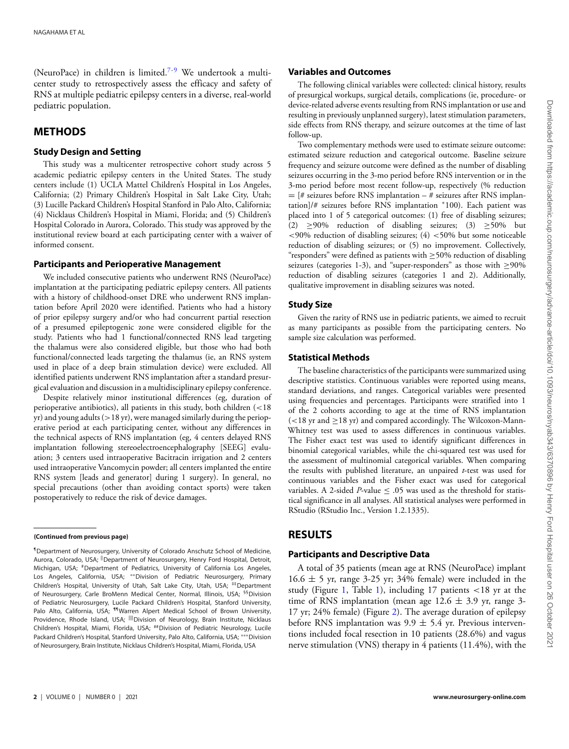(NeuroPace) in children is limited.[7-9] We undertook a multicenter study to retrospectively assess the efficacy and safety of RNS at multiple pediatric epilepsy centers in a diverse, real-world pediatric population.

## METHODS

### Study Design and Setting

This study was a multicenter retrospective cohort study across 5 academic pediatric epilepsy centers in the United States. The study centers include (1) UCLA Mattel Children's Hospital in Los Angeles, California; (2) Primary Children's Hospital in Salt Lake City, Utah; (3) Lucille Packard Children's Hospital Stanford in Palo Alto, California; (4) Nicklaus Children's Hospital in Miami, Florida; and (5) Children's Hospital Colorado in Aurora, Colorado. This study was approved by the institutional review board at each participating center with a waiver of informed consent.

### Participants and Perioperative Management

We included consecutive patients who underwent RNS (NeuroPace) implantation at the participating pediatric epilepsy centers. All patients with a history of childhood-onset DRE who underwent RNS implantation before April 2020 were identified. Patients who had a history of prior epilepsy surgery and/or who had concurrent partial resection of a presumed epileptogenic zone were considered eligible for the study. Patients who had 1 functional/connected RNS lead targeting the thalamus were also considered eligible, but those who had both functional/connected leads targeting the thalamus (ie, an RNS system used in place of a deep brain stimulation device) were excluded. All identified patients underwent RNS implantation after a standard presurgical evaluation and discussion in a multidisciplinary epilepsy conference.

Despite relatively minor institutional differences (eg, duration of perioperative antibiotics), all patients in this study, both children (<18 yr) and young adults (>18 yr), were managed similarly during the perioperative period at each participating center, without any differences in the technical aspects of RNS implantation (eg, 4 centers delayed RNS implantation following stereoelectroencephalography [SEEG] evaluation; 3 centers used intraoperative Bacitracin irrigation and 2 centers used intraoperative Vancomycin powder; all centers implanted the entire RNS system [leads and generator] during 1 surgery). In general, no special precautions (other than avoiding contact sports) were taken postoperatively to reduce the risk of device damages.

### Variables and Outcomes

The following clinical variables were collected: clinical history, results of presurgical workups, surgical details, complications (ie, procedure- or device-related adverse events resulting from RNS implantation or use and resulting in previously unplanned surgery), latest stimulation parameters, side effects from RNS therapy, and seizure outcomes at the time of last follow-up.

Two complementary methods were used to estimate seizure outcome: estimated seizure reduction and categorical outcome. Baseline seizure frequency and seizure outcome were defined as the number of disabling seizures occurring in the 3-mo period before RNS intervention or in the 3-mo period before most recent follow-up, respectively (% reduction = [# seizures before RNS implantation – # seizures after RNS implantation]/# seizures before RNS implantation *100). Each patient was placed into 1 of 5 categorical outcomes: (1) free of disabling seizures; (2) ≥90% reduction of disabling seizures; (3) ≥50% but <90% reduction of disabling seizures; (4) <50% but some noticeable reduction of disabling seizures; or (5) no improvement. Collectively, "responders" were defined as patients with ≥50% reduction of disabling seizures (categories 1-3), and "super-responders" as those with ≥90% reduction of disabling seizures (categories 1 and 2). Additionally, qualitative improvement in disabling seizures was noted.

### Study Size

Given the rarity of RNS use in pediatric patients, we aimed to recruit as many participants as possible from the participating centers. No sample size calculation was performed.

### Statistical Methods

The baseline characteristics of the participants were summarized using descriptive statistics. Continuous variables were reported using means, standard deviations, and ranges. Categorical variables were presented using frequencies and percentages. Participants were stratified into 1 of the 2 cohorts according to age at the time of RNS implantation (<18 yr and ≥18 yr) and compared accordingly. The Wilcoxon-Mann-Whitney test was used to assess differences in continuous variables. The Fisher exact test was used to identify significant differences in binomial categorical variables, while the chi-squared test was used for the assessment of multinomial categorical variables. When comparing the results with published literature, an unpaired *t*-test was used for continuous variables and the Fisher exact was used for categorical variables. A 2-sided *P*-value ≤ .05 was used as the threshold for statistical significance in all analyses. All statistical analyses were performed in RStudio (RStudio Inc., Version 1.2.1335).

## RESULTS

### Participants and Descriptive Data

A total of 35 patients (mean age at RNS (NeuroPace) implant 16.6 ± 5 yr, range 3-25 yr; 34% female) were included in the study (Figure 1, Table 1), including 17 patients <18 yr at the time of RNS implantation (mean age 12.6 ± 3.9 yr, range 3-17 yr; 24% female) (Figure 2). The average duration of epilepsy before RNS implantation was 9.9 ± 5.4 yr. Previous interventions included focal resection in 10 patients (28.6%) and vagus nerve stimulation (VNS) therapy in 4 patients (11.4%), with the

---

**(Continued from previous page)**

¶Department of Neurosurgery, University of Colorado Anschutz School of Medicine, Aurora, Colorado, USA; ||Department of Neurosurgery, Henry Ford Hospital, Detroit, Michigan, USA; #Department of Pediatrics, University of California Los Angeles, Los Angeles, California, USA; **Division of Pediatric Neurosurgery, Primary Children's Hospital, University of Utah, Salt Lake City, Utah, USA; ‡‡Department of Neurosurgery, Carle BroMenn Medical Center, Normal, Illinois, USA; §§Division of Pediatric Neurosurgery, Lucile Packard Children's Hospital, Stanford University, Palo Alto, California, USA; ¶¶Warren Alpert Medical School of Brown University, Providence, Rhode Island, USA; ||||Division of Neurology, Brain Institute, Nicklaus Children's Hospital, Miami, Florida, USA; ##Division of Pediatric Neurology, Lucile Packard Children's Hospital, Stanford University, Palo Alto, California, USA; ***Division of Neurosurgery, Brain Institute, Nicklaus Children's Hospital, Miami, Florida, USA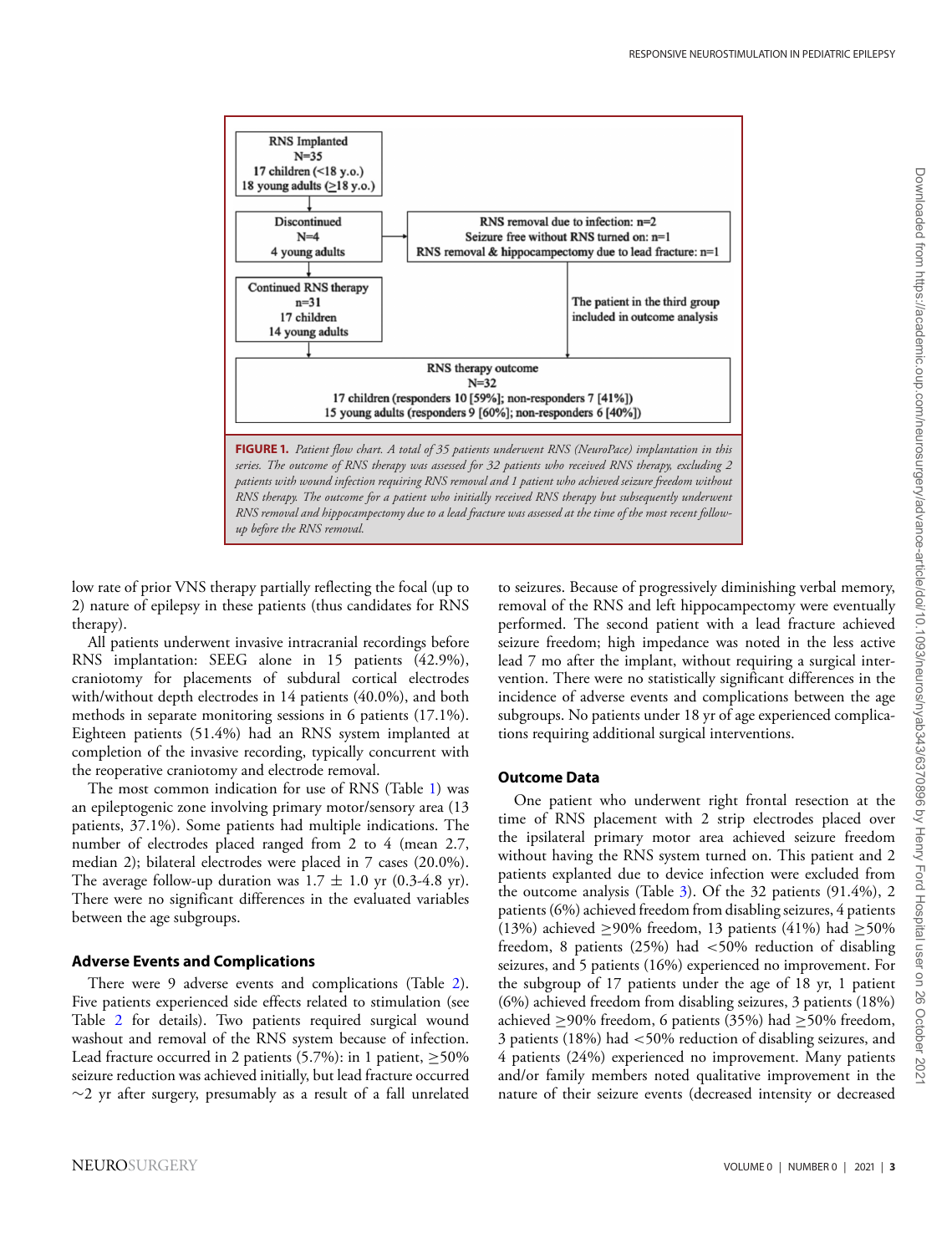RNS Implanted
N=35
17 children (<18 y.o.)
18 young adults (≥18 y.o.)

Discontinued
N=4
4 young adults

RNS removal due to infection: n=2
Seizure free without RNS turned on: n=1
RNS removal & hippocampectomy due to lead fracture: n=1

Continued RNS therapy
n=31
17 children
14 young adults

The patient in the third group included in outcome analysis

RNS therapy outcome
N=32
17 children (responders 10 [59%]; non-responders 7 [41%])
15 young adults (responders 9 [60%]; non-responders 6 [40%])

**FIGURE 1.** *Patient flow chart. A total of 35 patients underwent RNS (NeuroPace) implantation in this series. The outcome of RNS therapy was assessed for 32 patients who received RNS therapy, excluding 2 patients with wound infection requiring RNS removal and 1 patient who achieved seizure freedom without RNS therapy. The outcome for a patient who initially received RNS therapy but subsequently underwent RNS removal and hippocampectomy due to a lead fracture was assessed at the time of the most recent follow-up before the RNS removal.*

low rate of prior VNS therapy partially reflecting the focal (up to 2) nature of epilepsy in these patients (thus candidates for RNS therapy).

All patients underwent invasive intracranial recordings before RNS implantation: SEEG alone in 15 patients (42.9%), craniotomy for placements of subdural cortical electrodes with/without depth electrodes in 14 patients (40.0%), and both methods in separate monitoring sessions in 6 patients (17.1%). Eighteen patients (51.4%) had an RNS system implanted at completion of the invasive recording, typically concurrent with the reoperative craniotomy and electrode removal.

The most common indication for use of RNS (Table 1) was an epileptogenic zone involving primary motor/sensory area (13 patients, 37.1%). Some patients had multiple indications. The number of electrodes placed ranged from 2 to 4 (mean 2.7, median 2); bilateral electrodes were placed in 7 cases (20.0%). The average follow-up duration was 1.7 ± 1.0 yr (0.3-4.8 yr). There were no significant differences in the evaluated variables between the age subgroups.

### Adverse Events and Complications

There were 9 adverse events and complications (Table 2). Five patients experienced side effects related to stimulation (see Table 2 for details). Two patients required surgical wound washout and removal of the RNS system because of infection. Lead fracture occurred in 2 patients (5.7%): in 1 patient, ≥50% seizure reduction was achieved initially, but lead fracture occurred ∼2 yr after surgery, presumably as a result of a fall unrelated to seizures. Because of progressively diminishing verbal memory, removal of the RNS and left hippocampectomy were eventually performed. The second patient with a lead fracture achieved seizure freedom; high impedance was noted in the less active lead 7 mo after the implant, without requiring a surgical intervention. There were no statistically significant differences in the incidence of adverse events and complications between the age subgroups. No patients under 18 yr of age experienced complications requiring additional surgical interventions.

### Outcome Data

One patient who underwent right frontal resection at the time of RNS placement with 2 strip electrodes placed over the ipsilateral primary motor area achieved seizure freedom without having the RNS system turned on. This patient and 2 patients explanted due to device infection were excluded from the outcome analysis (Table 3). Of the 32 patients (91.4%), 2 patients (6%) achieved freedom from disabling seizures, 4 patients (13%) achieved ≥90% freedom, 13 patients (41%) had ≥50% freedom, 8 patients (25%) had <50% reduction of disabling seizures, and 5 patients (16%) experienced no improvement. For the subgroup of 17 patients under the age of 18 yr, 1 patient (6%) achieved freedom from disabling seizures, 3 patients (18%) achieved ≥90% freedom, 6 patients (35%) had ≥50% freedom, 3 patients (18%) had <50% reduction of disabling seizures, and 4 patients (24%) experienced no improvement. Many patients and/or family members noted qualitative improvement in the nature of their seizure events (decreased intensity or decreased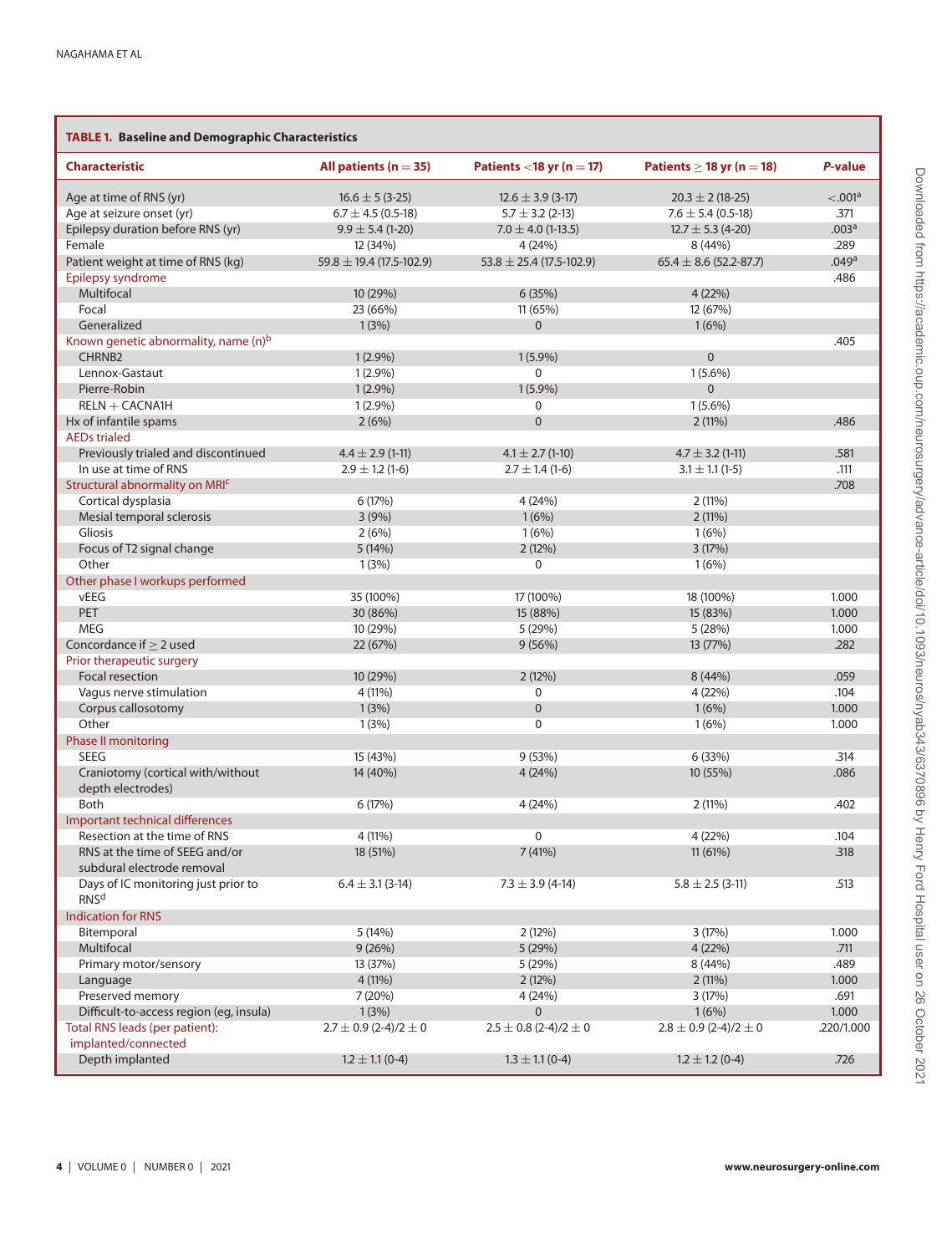**TABLE 1. Baseline and Demographic Characteristics**

| Characteristic | All patients (n = 35) | Patients <18 yr (n = 17) | Patients ≥ 18 yr (n = 18) | *P*-value |
|---|---|---|---|---|
| Age at time of RNS (yr) | 16.6 ± 5 (3-25) | 12.6 ± 3.9 (3-17) | 20.3 ± 2 (18-25) | <.001[a] |
| Age at seizure onset (yr) | 6.7 ± 4.5 (0.5-18) | 5.7 ± 3.2 (2-13) | 7.6 ± 5.4 (0.5-18) | .371 |
| Epilepsy duration before RNS (yr) | 9.9 ± 5.4 (1-20) | 7.0 ± 4.0 (1-13.5) | 12.7 ± 5.3 (4-20) | .003[a] |
| Female | 12 (34%) | 4 (24%) | 8 (44%) | .289 |
| Patient weight at time of RNS (kg) | 59.8 ± 19.4 (17.5-102.9) | 53.8 ± 25.4 (17.5-102.9) | 65.4 ± 8.6 (52.2-87.7) | .049[a] |
| Epilepsy syndrome | | | | .486 |
| Multifocal | 10 (29%) | 6 (35%) | 4 (22%) | |
| Focal | 23 (66%) | 11 (65%) | 12 (67%) | |
| Generalized | 1 (3%) | 0 | 1 (6%) | |
| Known genetic abnormality, name (n)[b] | | | | .405 |
| CHRNB2 | 1 (2.9%) | 1 (5.9%) | 0 | |
| Lennox-Gastaut | 1 (2.9%) | 0 | 1 (5.6%) | |
| Pierre-Robin | 1 (2.9%) | 1 (5.9%) | 0 | |
| RELN + CACNA1H | 1 (2.9%) | 0 | 1 (5.6%) | |
| Hx of infantile spams | 2 (6%) | 0 | 2 (11%) | .486 |
| AEDs trialed | | | | |
| Previously trialed and discontinued | 4.4 ± 2.9 (1-11) | 4.1 ± 2.7 (1-10) | 4.7 ± 3.2 (1-11) | .581 |
| In use at time of RNS | 2.9 ± 1.2 (1-6) | 2.7 ± 1.4 (1-6) | 3.1 ± 1.1 (1-5) | .111 |
| Structural abnormality on MRI[c] | | | | .708 |
| Cortical dysplasia | 6 (17%) | 4 (24%) | 2 (11%) | |
| Mesial temporal sclerosis | 3 (9%) | 1 (6%) | 2 (11%) | |
| Gliosis | 2 (6%) | 1 (6%) | 1 (6%) | |
| Focus of T2 signal change | 5 (14%) | 2 (12%) | 3 (17%) | |
| Other | 1 (3%) | 0 | 1 (6%) | |
| Other phase I workups performed | | | | |
| vEEG | 35 (100%) | 17 (100%) | 18 (100%) | 1.000 |
| PET | 30 (86%) | 15 (88%) | 15 (83%) | 1.000 |
| MEG | 10 (29%) | 5 (29%) | 5 (28%) | 1.000 |
| Concordance if ≥ 2 used | 22 (67%) | 9 (56%) | 13 (77%) | .282 |
| Prior therapeutic surgery | | | | |
| Focal resection | 10 (29%) | 2 (12%) | 8 (44%) | .059 |
| Vagus nerve stimulation | 4 (11%) | 0 | 4 (22%) | .104 |
| Corpus callosotomy | 1 (3%) | 0 | 1 (6%) | 1.000 |
| Other | 1 (3%) | 0 | 1 (6%) | 1.000 |
| Phase II monitoring | | | | |
| SEEG | 15 (43%) | 9 (53%) | 6 (33%) | .314 |
| Craniotomy (cortical with/without depth electrodes) | 14 (40%) | 4 (24%) | 10 (55%) | .086 |
| Both | 6 (17%) | 4 (24%) | 2 (11%) | .402 |
| Important technical differences | | | | |
| Resection at the time of RNS | 4 (11%) | 0 | 4 (22%) | .104 |
| RNS at the time of SEEG and/or subdural electrode removal | 18 (51%) | 7 (41%) | 11 (61%) | .318 |
| Days of IC monitoring just prior to RNS[d] | 6.4 ± 3.1 (3-14) | 7.3 ± 3.9 (4-14) | 5.8 ± 2.5 (3-11) | .513 |
| Indication for RNS | | | | |
| Bitemporal | 5 (14%) | 2 (12%) | 3 (17%) | 1.000 |
| Multifocal | 9 (26%) | 5 (29%) | 4 (22%) | .711 |
| Primary motor/sensory | 13 (37%) | 5 (29%) | 8 (44%) | .489 |
| Language | 4 (11%) | 2 (12%) | 2 (11%) | 1.000 |
| Preserved memory | 7 (20%) | 4 (24%) | 3 (17%) | .691 |
| Difficult-to-access region (eg, insula) | 1 (3%) | 0 | 1 (6%) | 1.000 |
| Total RNS leads (per patient): implanted/connected | 2.7 ± 0.9 (2-4)/2 ± 0 | 2.5 ± 0.8 (2-4)/2 ± 0 | 2.8 ± 0.9 (2-4)/2 ± 0 | .220/1.000 |
| Depth implanted | 1.2 ± 1.1 (0-4) | 1.3 ± 1.1 (0-4) | 1.2 ± 1.2 (0-4) | .726 |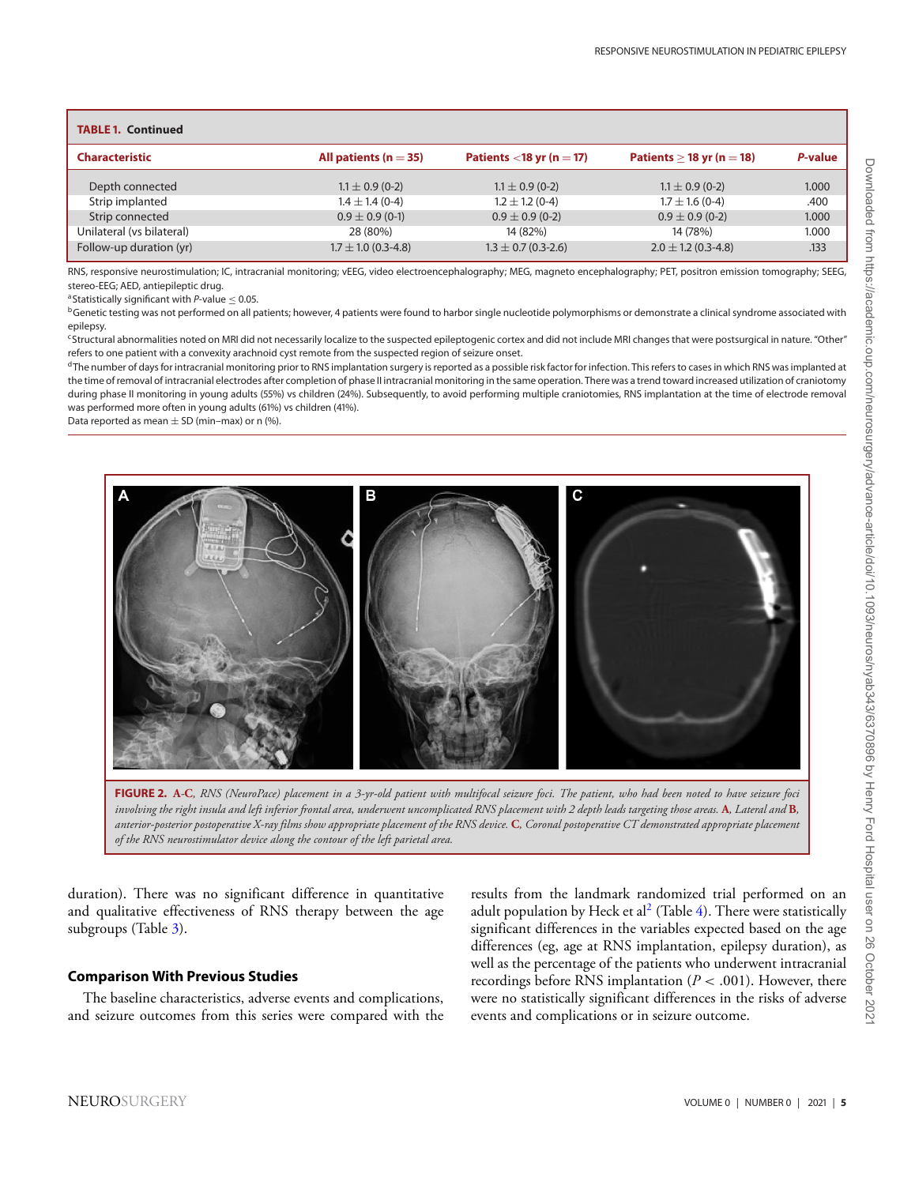**TABLE 1. Continued**

| Characteristic | All patients (n = 35) | Patients <18 yr (n = 17) | Patients ≥ 18 yr (n = 18) | *P*-value |
|---|---|---|---|---|
| Depth connected | 1.1 ± 0.9 (0-2) | 1.1 ± 0.9 (0-2) | 1.1 ± 0.9 (0-2) | 1.000 |
| Strip implanted | 1.4 ± 1.4 (0-4) | 1.2 ± 1.2 (0-4) | 1.7 ± 1.6 (0-4) | .400 |
| Strip connected | 0.9 ± 0.9 (0-1) | 0.9 ± 0.9 (0-2) | 0.9 ± 0.9 (0-2) | 1.000 |
| Unilateral (vs bilateral) | 28 (80%) | 14 (82%) | 14 (78%) | 1.000 |
| Follow-up duration (yr) | 1.7 ± 1.0 (0.3-4.8) | 1.3 ± 0.7 (0.3-2.6) | 2.0 ± 1.2 (0.3-4.8) | .133 |

RNS, responsive neurostimulation; IC, intracranial monitoring; vEEG, video electroencephalography; MEG, magneto encephalography; PET, positron emission tomography; SEEG, stereo-EEG; AED, antiepileptic drug.

[a] Statistically significant with *P*-value ≤ 0.05.

[b] Genetic testing was not performed on all patients; however, 4 patients were found to harbor single nucleotide polymorphisms or demonstrate a clinical syndrome associated with epilepsy.

[c] Structural abnormalities noted on MRI did not necessarily localize to the suspected epileptogenic cortex and did not include MRI changes that were postsurgical in nature. "Other" refers to one patient with a convexity arachnoid cyst remote from the suspected region of seizure onset.

[d] The number of days for intracranial monitoring prior to RNS implantation surgery is reported as a possible risk factor for infection. This refers to cases in which RNS was implanted at the time of removal of intracranial electrodes after completion of phase II intracranial monitoring in the same operation. There was a trend toward increased utilization of craniotomy during phase II monitoring in young adults (55%) vs children (24%). Subsequently, to avoid performing multiple craniotomies, RNS implantation at the time of electrode removal was performed more often in young adults (61%) vs children (41%).

Data reported as mean ± SD (min–max) or n (%).

**FIGURE 2.** **A-C**, *RNS (NeuroPace) placement in a 3-yr-old patient with multifocal seizure foci. The patient, who had been noted to have seizure foci involving the right insula and left inferior frontal area, underwent uncomplicated RNS placement with 2 depth leads targeting those areas.* **A**, *Lateral and* **B**, *anterior-posterior postoperative X-ray films show appropriate placement of the RNS device.* **C**, *Coronal postoperative CT demonstrated appropriate placement of the RNS neurostimulator device along the contour of the left parietal area.*

duration). There was no significant difference in quantitative and qualitative effectiveness of RNS therapy between the age subgroups (Table 3).

### Comparison With Previous Studies

The baseline characteristics, adverse events and complications, and seizure outcomes from this series were compared with the results from the landmark randomized trial performed on an adult population by Heck et al[2] (Table 4). There were statistically significant differences in the variables expected based on the age differences (eg, age at RNS implantation, epilepsy duration), as well as the percentage of the patients who underwent intracranial recordings before RNS implantation ($P < .001$). However, there were no statistically significant differences in the risks of adverse events and complications or in seizure outcome.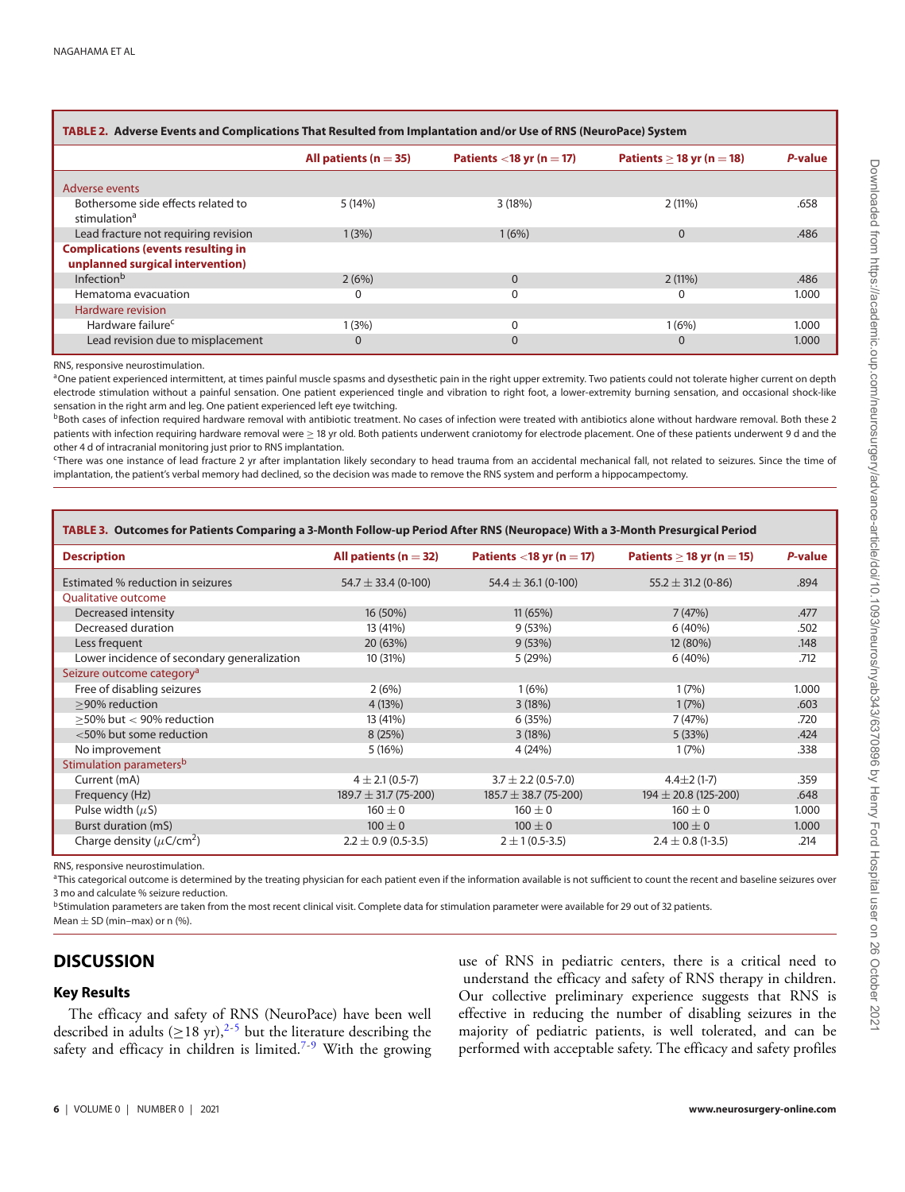**TABLE 2. Adverse Events and Complications That Resulted from Implantation and/or Use of RNS (NeuroPace) System**

| | All patients (n = 35) | Patients <18 yr (n = 17) | Patients ≥ 18 yr (n = 18) | *P*-value |
|---|---|---|---|---|
| **Adverse events** | | | | |
| Bothersome side effects related to stimulation[a] | 5 (14%) | 3 (18%) | 2 (11%) | .658 |
| Lead fracture not requiring revision | 1 (3%) | 1 (6%) | 0 | .486 |
| **Complications (events resulting in unplanned surgical intervention)** | | | | |
| Infection[b] | 2 (6%) | 0 | 2 (11%) | .486 |
| Hematoma evacuation | 0 | 0 | 0 | 1.000 |
| **Hardware revision** | | | | |
| Hardware failure[c] | 1 (3%) | 0 | 1 (6%) | 1.000 |
| Lead revision due to misplacement | 0 | 0 | 0 | 1.000 |

RNS, responsive neurostimulation.

[a]One patient experienced intermittent, at times painful muscle spasms and dysesthetic pain in the right upper extremity. Two patients could not tolerate higher current on depth electrode stimulation without a painful sensation. One patient experienced tingle and vibration to right foot, a lower-extremity burning sensation, and occasional shock-like sensation in the right arm and leg. One patient experienced left eye twitching.

[b]Both cases of infection required hardware removal with antibiotic treatment. No cases of infection were treated with antibiotics alone without hardware removal. Both these 2 patients with infection requiring hardware removal were ≥ 18 yr old. Both patients underwent craniotomy for electrode placement. One of these patients underwent 9 d and the other 4 d of intracranial monitoring just prior to RNS implantation.

[c]There was one instance of lead fracture 2 yr after implantation likely secondary to head trauma from an accidental mechanical fall, not related to seizures. Since the time of implantation, the patient's verbal memory had declined, so the decision was made to remove the RNS system and perform a hippocampectomy.

**TABLE 3. Outcomes for Patients Comparing a 3-Month Follow-up Period After RNS (Neuropace) With a 3-Month Presurgical Period**

| Description | All patients (n = 32) | Patients <18 yr (n = 17) | Patients ≥ 18 yr (n = 15) | *P*-value |
|---|---|---|---|---|
| Estimated % reduction in seizures | 54.7 ± 33.4 (0-100) | 54.4 ± 36.1 (0-100) | 55.2 ± 31.2 (0-86) | .894 |
| **Qualitative outcome** | | | | |
| Decreased intensity | 16 (50%) | 11 (65%) | 7 (47%) | .477 |
| Decreased duration | 13 (41%) | 9 (53%) | 6 (40%) | .502 |
| Less frequent | 20 (63%) | 9 (53%) | 12 (80%) | .148 |
| Lower incidence of secondary generalization | 10 (31%) | 5 (29%) | 6 (40%) | .712 |
| **Seizure outcome category[a]** | | | | |
| Free of disabling seizures | 2 (6%) | 1 (6%) | 1 (7%) | 1.000 |
| ≥90% reduction | 4 (13%) | 3 (18%) | 1 (7%) | .603 |
| ≥50% but < 90% reduction | 13 (41%) | 6 (35%) | 7 (47%) | .720 |
| <50% but some reduction | 8 (25%) | 3 (18%) | 5 (33%) | .424 |
| No improvement | 5 (16%) | 4 (24%) | 1 (7%) | .338 |
| **Stimulation parameters[b]** | | | | |
| Current (mA) | 4 ± 2.1 (0.5-7) | 3.7 ± 2.2 (0.5-7.0) | 4.4±2 (1-7) | .359 |
| Frequency (Hz) | 189.7 ± 31.7 (75-200) | 185.7 ± 38.7 (75-200) | 194 ± 20.8 (125-200) | .648 |
| Pulse width ($\mu$S) | 160 ± 0 | 160 ± 0 | 160 ± 0 | 1.000 |
| Burst duration (mS) | 100 ± 0 | 100 ± 0 | 100 ± 0 | 1.000 |
| Charge density ($\mu$C/cm$^2$) | 2.2 ± 0.9 (0.5-3.5) | 2 ± 1 (0.5-3.5) | 2.4 ± 0.8 (1-3.5) | .214 |

RNS, responsive neurostimulation.

[a]This categorical outcome is determined by the treating physician for each patient even if the information available is not sufficient to count the recent and baseline seizures over 3 mo and calculate % seizure reduction.

[b]Stimulation parameters are taken from the most recent clinical visit. Complete data for stimulation parameter were available for 29 out of 32 patients.

Mean ± SD (min–max) or n (%).

## DISCUSSION

### Key Results

The efficacy and safety of RNS (NeuroPace) have been well described in adults (≥18 yr),[2-5] but the literature describing the safety and efficacy in children is limited.[7-9] With the growing use of RNS in pediatric centers, there is a critical need to understand the efficacy and safety of RNS therapy in children. Our collective preliminary experience suggests that RNS is effective in reducing the number of disabling seizures in the majority of pediatric patients, is well tolerated, and can be performed with acceptable safety. The efficacy and safety profiles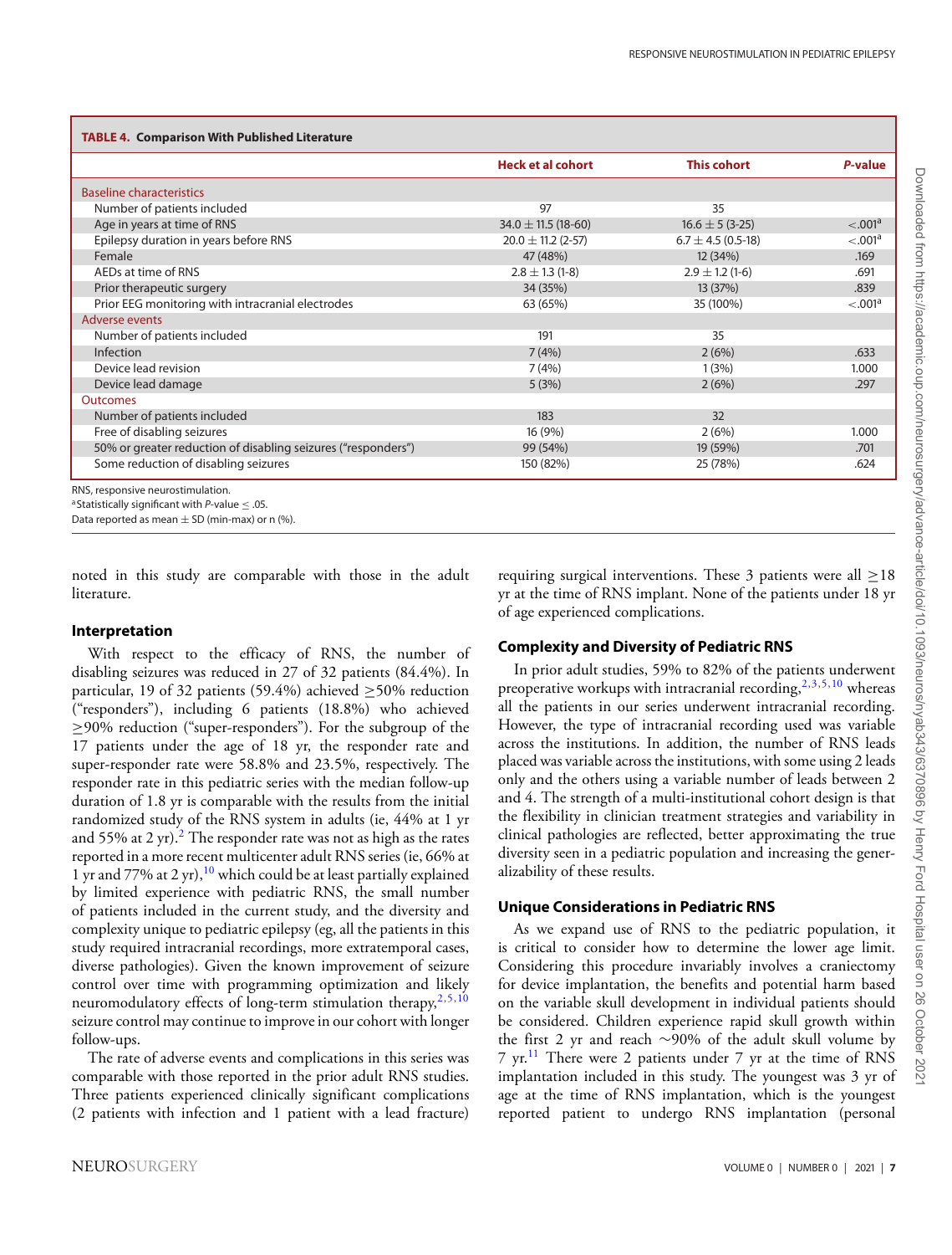**TABLE 4. Comparison With Published Literature**

| | Heck et al cohort | This cohort | *P*-value |
|---|---|---|---|
| Baseline characteristics | | | |
| Number of patients included | 97 | 35 | |
| Age in years at time of RNS | 34.0 ± 11.5 (18-60) | 16.6 ± 5 (3-25) | <.001[a] |
| Epilepsy duration in years before RNS | 20.0 ± 11.2 (2-57) | 6.7 ± 4.5 (0.5-18) | <.001[a] |
| Female | 47 (48%) | 12 (34%) | .169 |
| AEDs at time of RNS | 2.8 ± 1.3 (1-8) | 2.9 ± 1.2 (1-6) | .691 |
| Prior therapeutic surgery | 34 (35%) | 13 (37%) | .839 |
| Prior EEG monitoring with intracranial electrodes | 63 (65%) | 35 (100%) | <.001[a] |
| Adverse events | | | |
| Number of patients included | 191 | 35 | |
| Infection | 7 (4%) | 2 (6%) | .633 |
| Device lead revision | 7 (4%) | 1 (3%) | 1.000 |
| Device lead damage | 5 (3%) | 2 (6%) | .297 |
| Outcomes | | | |
| Number of patients included | 183 | 32 | |
| Free of disabling seizures | 16 (9%) | 2 (6%) | 1.000 |
| 50% or greater reduction of disabling seizures ("responders") | 99 (54%) | 19 (59%) | .701 |
| Some reduction of disabling seizures | 150 (82%) | 25 (78%) | .624 |

RNS, responsive neurostimulation.
[a]Statistically significant with *P*-value ≤ .05.
Data reported as mean ± SD (min-max) or n (%).

noted in this study are comparable with those in the adult literature.

### Interpretation

With respect to the efficacy of RNS, the number of disabling seizures was reduced in 27 of 32 patients (84.4%). In particular, 19 of 32 patients (59.4%) achieved ≥50% reduction ("responders"), including 6 patients (18.8%) who achieved ≥90% reduction ("super-responders"). For the subgroup of the 17 patients under the age of 18 yr, the responder rate and super-responder rate were 58.8% and 23.5%, respectively. The responder rate in this pediatric series with the median follow-up duration of 1.8 yr is comparable with the results from the initial randomized study of the RNS system in adults (ie, 44% at 1 yr and 55% at 2 yr).[2] The responder rate was not as high as the rates reported in a more recent multicenter adult RNS series (ie, 66% at 1 yr and 77% at 2 yr),[10] which could be at least partially explained by limited experience with pediatric RNS, the small number of patients included in the current study, and the diversity and complexity unique to pediatric epilepsy (eg, all the patients in this study required intracranial recordings, more extratemporal cases, diverse pathologies). Given the known improvement of seizure control over time with programming optimization and likely neuromodulatory effects of long-term stimulation therapy,[2,5,10] seizure control may continue to improve in our cohort with longer follow-ups.

The rate of adverse events and complications in this series was comparable with those reported in the prior adult RNS studies. Three patients experienced clinically significant complications (2 patients with infection and 1 patient with a lead fracture) requiring surgical interventions. These 3 patients were all ≥18 yr at the time of RNS implant. None of the patients under 18 yr of age experienced complications.

### Complexity and Diversity of Pediatric RNS

In prior adult studies, 59% to 82% of the patients underwent preoperative workups with intracranial recording,[2,3,5,10] whereas all the patients in our series underwent intracranial recording. However, the type of intracranial recording used was variable across the institutions. In addition, the number of RNS leads placed was variable across the institutions, with some using 2 leads only and the others using a variable number of leads between 2 and 4. The strength of a multi-institutional cohort design is that the flexibility in clinician treatment strategies and variability in clinical pathologies are reflected, better approximating the true diversity seen in a pediatric population and increasing the generalizability of these results.

### Unique Considerations in Pediatric RNS

As we expand use of RNS to the pediatric population, it is critical to consider how to determine the lower age limit. Considering this procedure invariably involves a craniectomy for device implantation, the benefits and potential harm based on the variable skull development in individual patients should be considered. Children experience rapid skull growth within the first 2 yr and reach ∼90% of the adult skull volume by 7 yr.[11] There were 2 patients under 7 yr at the time of RNS implantation included in this study. The youngest was 3 yr of age at the time of RNS implantation, which is the youngest reported patient to undergo RNS implantation (personal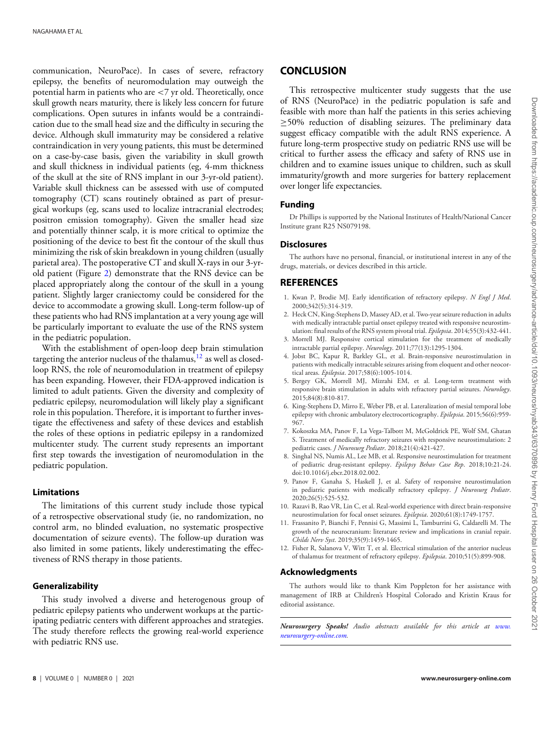communication, NeuroPace). In cases of severe, refractory epilepsy, the benefits of neuromodulation may outweigh the potential harm in patients who are <7 yr old. Theoretically, once skull growth nears maturity, there is likely less concern for future complications. Open sutures in infants would be a contraindication due to the small head size and the difficulty in securing the device. Although skull immaturity may be considered a relative contraindication in very young patients, this must be determined on a case-by-case basis, given the variability in skull growth and skull thickness in individual patients (eg, 4-mm thickness of the skull at the site of RNS implant in our 3-yr-old patient). Variable skull thickness can be assessed with use of computed tomography (CT) scans routinely obtained as part of presurgical workups (eg, scans used to localize intracranial electrodes; positron emission tomography). Given the smaller head size and potentially thinner scalp, it is more critical to optimize the positioning of the device to best fit the contour of the skull thus minimizing the risk of skin breakdown in young children (usually parietal area). The postoperative CT and skull X-rays in our 3-yr-old patient (Figure 2) demonstrate that the RNS device can be placed appropriately along the contour of the skull in a young patient. Slightly larger craniectomy could be considered for the device to accommodate a growing skull. Long-term follow-up of these patients who had RNS implantation at a very young age will be particularly important to evaluate the use of the RNS system in the pediatric population.

With the establishment of open-loop deep brain stimulation targeting the anterior nucleus of the thalamus,[12] as well as closed-loop RNS, the role of neuromodulation in treatment of epilepsy has been expanding. However, their FDA-approved indication is limited to adult patients. Given the diversity and complexity of pediatric epilepsy, neuromodulation will likely play a significant role in this population. Therefore, it is important to further investigate the effectiveness and safety of these devices and establish the roles of these options in pediatric epilepsy in a randomized multicenter study. The current study represents an important first step towards the investigation of neuromodulation in the pediatric population.

### Limitations

The limitations of this current study include those typical of a retrospective observational study (ie, no randomization, no control arm, no blinded evaluation, no systematic prospective documentation of seizure events). The follow-up duration was also limited in some patients, likely underestimating the effectiveness of RNS therapy in those patients.

### Generalizability

This study involved a diverse and heterogenous group of pediatric epilepsy patients who underwent workups at the participating pediatric centers with different approaches and strategies. The study therefore reflects the growing real-world experience with pediatric RNS use.

## CONCLUSION

This retrospective multicenter study suggests that the use of RNS (NeuroPace) in the pediatric population is safe and feasible with more than half the patients in this series achieving $\geq$50% reduction of disabling seizures. The preliminary data suggest efficacy compatible with the adult RNS experience. A future long-term prospective study on pediatric RNS use will be critical to further assess the efficacy and safety of RNS use in children and to examine issues unique to children, such as skull immaturity/growth and more surgeries for battery replacement over longer life expectancies.

### Funding

Dr Phillips is supported by the National Institutes of Health/National Cancer Institute grant R25 NS079198.

### Disclosures

The authors have no personal, financial, or institutional interest in any of the drugs, materials, or devices described in this article.

## REFERENCES

1. Kwan P, Brodie MJ. Early identification of refractory epilepsy. *N Engl J Med*. 2000;342(5):314-319.
2. Heck CN, King-Stephens D, Massey AD, et al. Two-year seizure reduction in adults with medically intractable partial onset epilepsy treated with responsive neurostimulation: final results of the RNS system pivotal trial. *Epilepsia*. 2014;55(3):432-441.
3. Morrell MJ. Responsive cortical stimulation for the treatment of medically intractable partial epilepsy. *Neurology*. 2011;77(13):1295-1304.
4. Jobst BC, Kapur R, Barkley GL, et al. Brain-responsive neurostimulation in patients with medically intractable seizures arising from eloquent and other neocortical areas. *Epilepsia*. 2017;58(6):1005-1014.
5. Bergey GK, Morrell MJ, Mizrahi EM, et al. Long-term treatment with responsive brain stimulation in adults with refractory partial seizures. *Neurology*. 2015;84(8):810-817.
6. King-Stephens D, Mirro E, Weber PB, et al. Lateralization of mesial temporal lobe epilepsy with chronic ambulatory electrocorticography. *Epilepsia*. 2015;56(6):959-967.
7. Kokoszka MA, Panov F, La Vega-Talbott M, McGoldrick PE, Wolf SM, Ghatan S. Treatment of medically refractory seizures with responsive neurostimulation: 2 pediatric cases. *J Neurosurg Pediatr*. 2018;21(4):421-427.
8. Singhal NS, Numis AL, Lee MB, et al. Responsive neurostimulation for treatment of pediatric drug-resistant epilepsy. *Epilepsy Behav Case Rep*. 2018;10:21-24. doi:10.1016/j.ebcr.2018.02.002.
9. Panov F, Ganaha S, Haskell J, et al. Safety of responsive neurostimulation in pediatric patients with medically refractory epilepsy. *J Neurosurg Pediatr*. 2020;26(5):525-532.
10. Razavi B, Rao VR, Lin C, et al. Real-world experience with direct brain-responsive neurostimulation for focal onset seizures. *Epilepsia*. 2020;61(8):1749-1757.
11. Frassanito P, Bianchi F, Pennisi G, Massimi L, Tamburrini G, Caldarelli M. The growth of the neurocranium: literature review and implications in cranial repair. *Childs Nerv Syst*. 2019;35(9):1459-1465.
12. Fisher R, Salanova V, Witt T, et al. Electrical stimulation of the anterior nucleus of thalamus for treatment of refractory epilepsy. *Epilepsia*. 2010;51(5):899-908.

### Acknowledgments

The authors would like to thank Kim Poppleton for her assistance with management of IRB at Children's Hospital Colorado and Kristin Kraus for editorial assistance.

***Neurosurgery Speaks!*** *Audio abstracts available for this article at www.neurosurgery-online.com.*